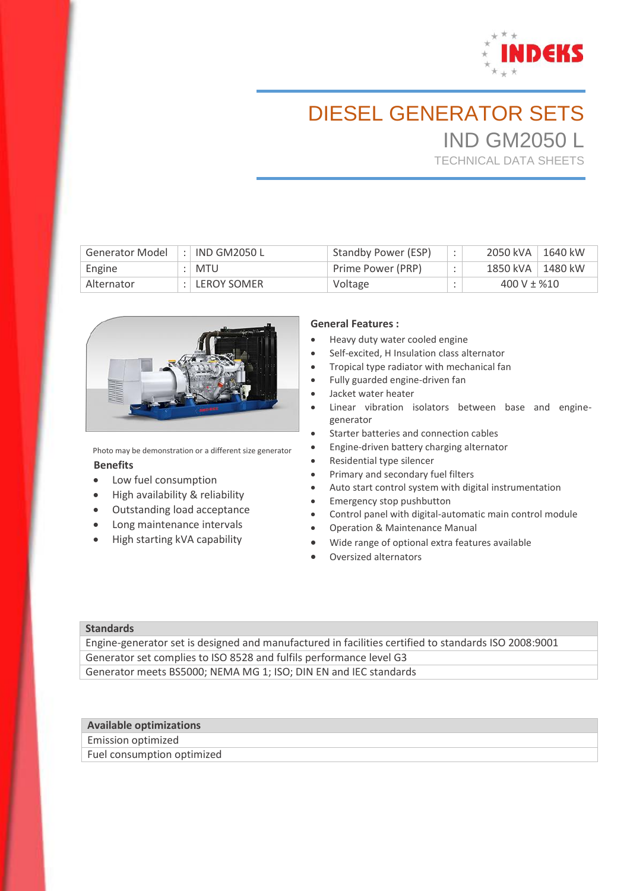# DIESEL GENERATOR SETS

## IND GM2050 L

TECHNICAL DATA SHEETS

| Generator Model | : | IND GM2050 L | Standby Power (ESP) | : | 2050 kVA | 1640 kW |
|---|---|---|---|---|---|---|
| Engine | : | MTU | Prime Power (PRP) | : | 1850 kVA | 1480 kW |
| Alternator | : | LEROY SOMER | Voltage | : | 400 V ± %10 | |

Photo may be demonstration or a different size generator

**Benefits**

- Low fuel consumption
- High availability & reliability
- Outstanding load acceptance
- Long maintenance intervals
- High starting kVA capability

**General Features :**

- Heavy duty water cooled engine
- Self-excited, H Insulation class alternator
- Tropical type radiator with mechanical fan
- Fully guarded engine-driven fan
- Jacket water heater
- Linear vibration isolators between base and engine-generator
- Starter batteries and connection cables
- Engine-driven battery charging alternator
- Residential type silencer
- Primary and secondary fuel filters
- Auto start control system with digital instrumentation
- Emergency stop pushbutton
- Control panel with digital-automatic main control module
- Operation & Maintenance Manual
- Wide range of optional extra features available
- Oversized alternators

| Standards |
|---|
| Engine-generator set is designed and manufactured in facilities certified to standards ISO 2008:9001 |
| Generator set complies to ISO 8528 and fulfils performance level G3 |
| Generator meets BS5000; NEMA MG 1; ISO; DIN EN and IEC standards |

| Available optimizations |
|---|
| Emission optimized |
| Fuel consumption optimized |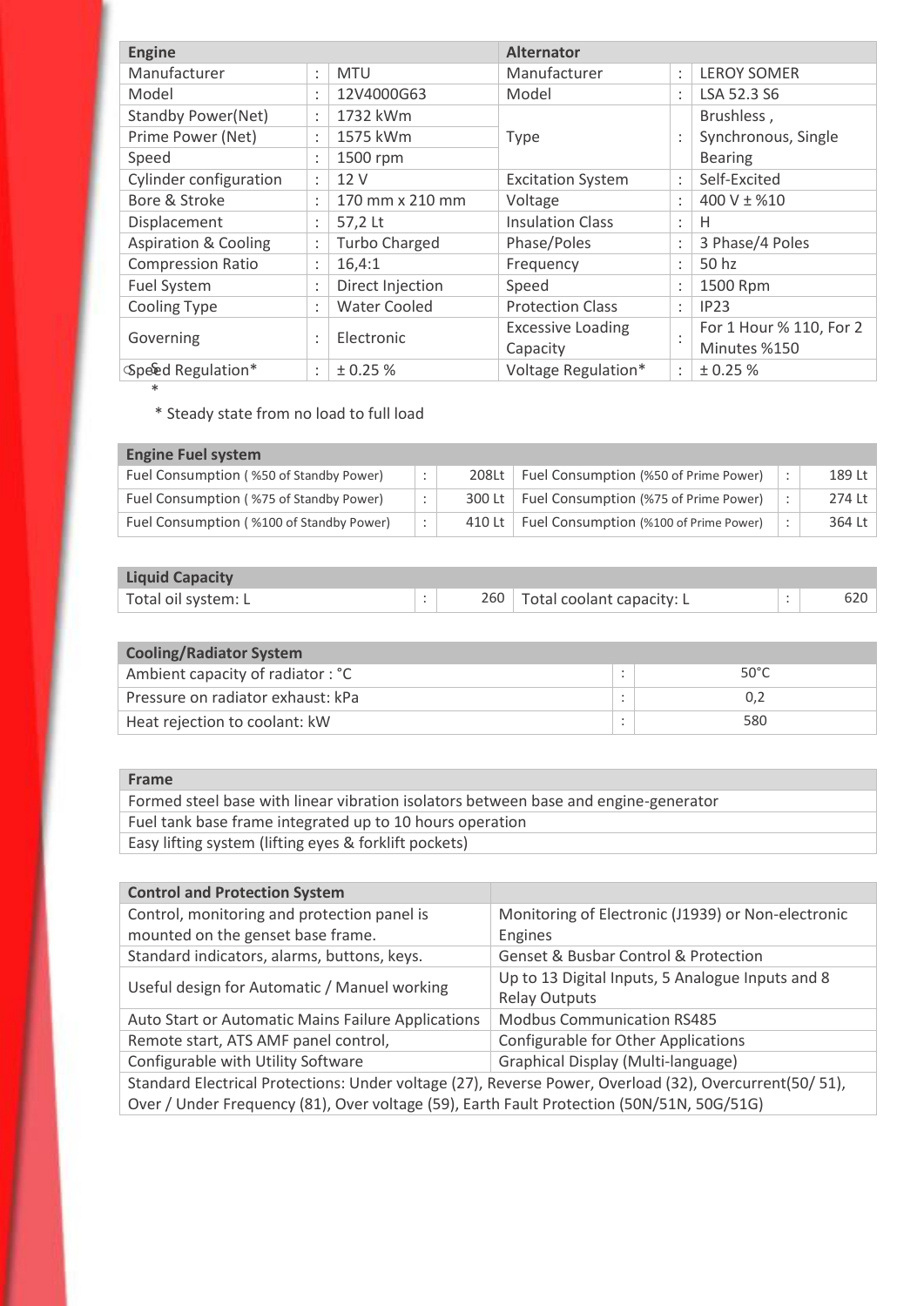| Engine | | | Alternator | | |
|---|---|---|---|---|---|
| Manufacturer | : | MTU | Manufacturer | : | LEROY SOMER |
| Model | : | 12V4000G63 | Model | : | LSA 52.3 S6 |
| Standby Power(Net) | : | 1732 kWm | Type | : | Brushless , Synchronous, Single Bearing |
| Prime Power (Net) | : | 1575 kWm | | | |
| Speed | : | 1500 rpm | | | |
| Cylinder configuration | : | 12 V | Excitation System | : | Self-Excited |
| Bore & Stroke | : | 170 mm x 210 mm | Voltage | : | 400 V ± %10 |
| Displacement | : | 57,2 Lt | Insulation Class | : | H |
| Aspiration & Cooling | : | Turbo Charged | Phase/Poles | : | 3 Phase/4 Poles |
| Compression Ratio | : | 16,4:1 | Frequency | : | 50 hz |
| Fuel System | : | Direct Injection | Speed | : | 1500 Rpm |
| Cooling Type | : | Water Cooled | Protection Class | : | IP23 |
| Governing | : | Electronic | Excessive Loading Capacity | : | For 1 Hour % 110, For 2 Minutes %150 |
| Speed Regulation* | : | ± 0.25 % | Voltage Regulation* | : | ± 0.25 % |

* Steady state from no load to full load

| Engine Fuel system | | | | | |
|---|---|---|---|---|---|
| Fuel Consumption ( %50 of Standby Power) | : | 208Lt | Fuel Consumption (%50 of Prime Power) | : | 189 Lt |
| Fuel Consumption ( %75 of Standby Power) | : | 300 Lt | Fuel Consumption (%75 of Prime Power) | : | 274 Lt |
| Fuel Consumption ( %100 of Standby Power) | : | 410 Lt | Fuel Consumption (%100 of Prime Power) | : | 364 Lt |

| Liquid Capacity | | | | | |
|---|---|---|---|---|---|
| Total oil system: L | : | 260 | Total coolant capacity: L | : | 620 |

| Cooling/Radiator System | | |
|---|---|---|
| Ambient capacity of radiator : °C | : | 50°C |
| Pressure on radiator exhaust: kPa | : | 0,2 |
| Heat rejection to coolant: kW | : | 580 |

| Frame |
|---|
| Formed steel base with linear vibration isolators between base and engine-generator |
| Fuel tank base frame integrated up to 10 hours operation |
| Easy lifting system (lifting eyes & forklift pockets) |

| Control and Protection System | |
|---|---|
| Control, monitoring and protection panel is mounted on the genset base frame. | Monitoring of Electronic (J1939) or Non-electronic Engines |
| Standard indicators, alarms, buttons, keys. | Genset & Busbar Control & Protection |
| Useful design for Automatic / Manuel working | Up to 13 Digital Inputs, 5 Analogue Inputs and 8 Relay Outputs |
| Auto Start or Automatic Mains Failure Applications | Modbus Communication RS485 |
| Remote start, ATS AMF panel control, | Configurable for Other Applications |
| Configurable with Utility Software | Graphical Display (Multi-language) |
| Standard Electrical Protections: Under voltage (27), Reverse Power, Overload (32), Overcurrent(50/ 51), Over / Under Frequency (81), Over voltage (59), Earth Fault Protection (50N/51N, 50G/51G) | |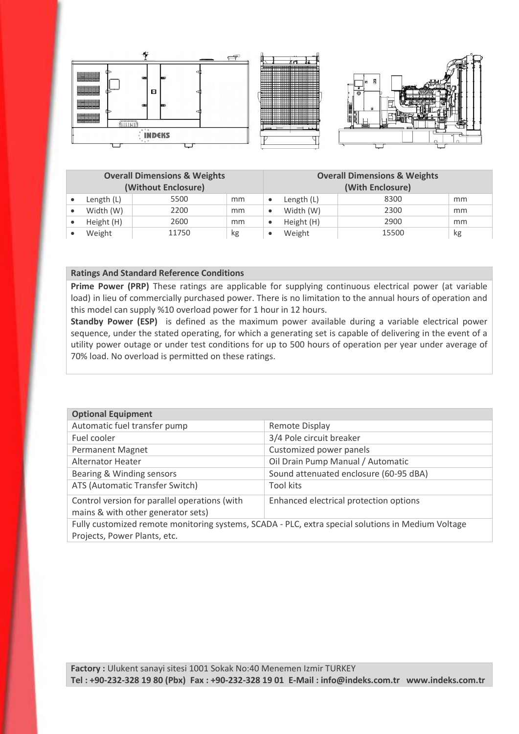| Overall Dimensions & Weights (Without Enclosure) | | | Overall Dimensions & Weights (With Enclosure) | | |
|---|---|---|---|---|---|
| • Length (L) | 5500 | mm | • Length (L) | 8300 | mm |
| • Width (W) | 2200 | mm | • Width (W) | 2300 | mm |
| • Height (H) | 2600 | mm | • Height (H) | 2900 | mm |
| • Weight | 11750 | kg | • Weight | 15500 | kg |

## Ratings And Standard Reference Conditions

**Prime Power (PRP)** These ratings are applicable for supplying continuous electrical power (at variable load) in lieu of commercially purchased power. There is no limitation to the annual hours of operation and this model can supply %10 overload power for 1 hour in 12 hours.

**Standby Power (ESP)** is defined as the maximum power available during a variable electrical power sequence, under the stated operating, for which a generating set is capable of delivering in the event of a utility power outage or under test conditions for up to 500 hours of operation per year under average of 70% load. No overload is permitted on these ratings.

| Optional Equipment | |
|---|---|
| Automatic fuel transfer pump | Remote Display |
| Fuel cooler | 3/4 Pole circuit breaker |
| Permanent Magnet | Customized power panels |
| Alternator Heater | Oil Drain Pump Manual / Automatic |
| Bearing & Winding sensors | Sound attenuated enclosure (60-95 dBA) |
| ATS (Automatic Transfer Switch) | Tool kits |
| Control version for parallel operations (with mains & with other generator sets) | Enhanced electrical protection options |
| Fully customized remote monitoring systems, SCADA - PLC, extra special solutions in Medium Voltage Projects, Power Plants, etc. | |

**Factory :** Ulukent sanayi sitesi 1001 Sokak No:40 Menemen Izmir TURKEY
**Tel : +90-232-328 19 80 (Pbx) Fax : +90-232-328 19 01 E-Mail : info@indeks.com.tr www.indeks.com.tr**